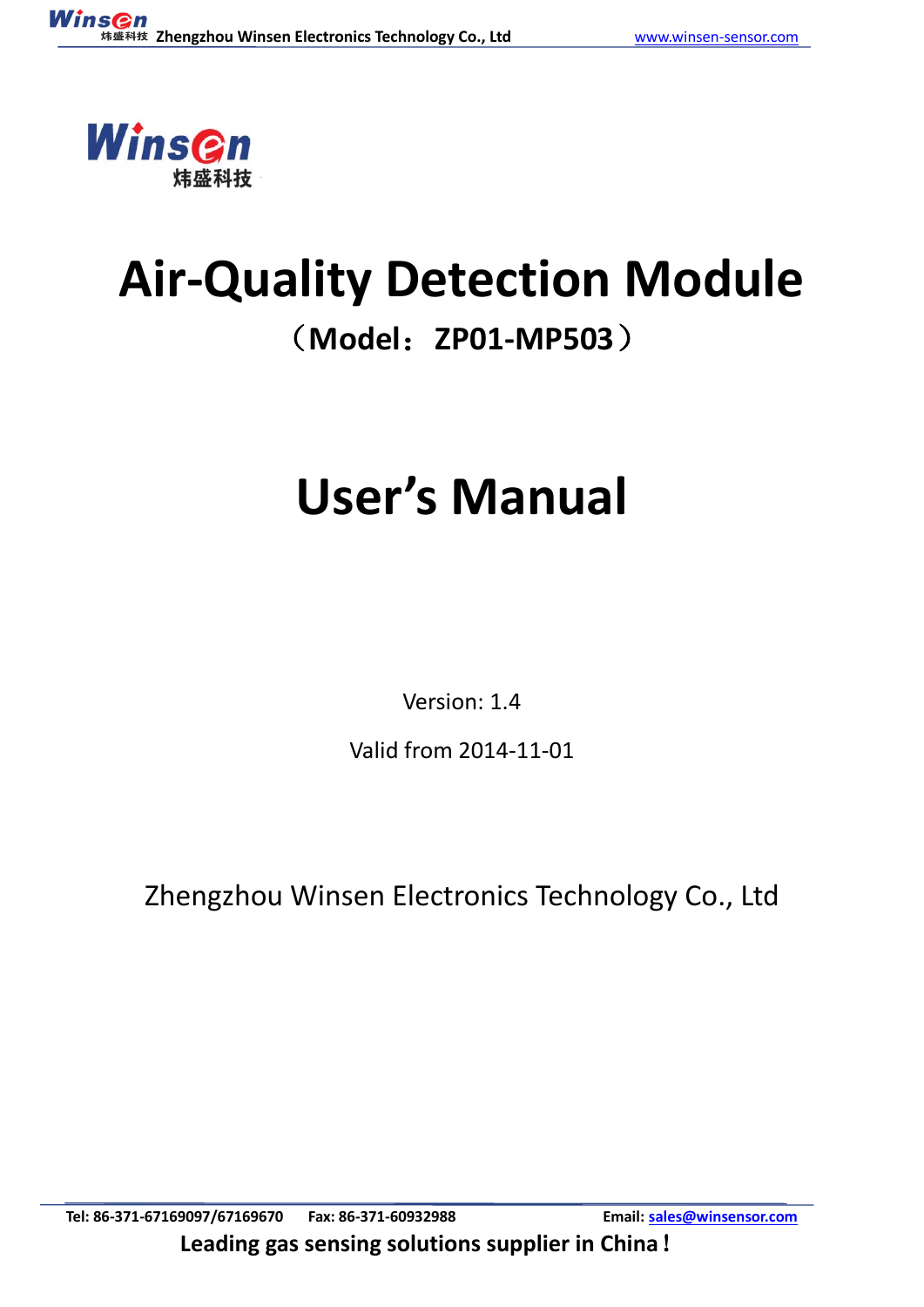# Air-Quality Detection Module

## （Model：ZP01-MP503）

# User's Manual

Version: 1.4

Valid from 2014-11-01

Zhengzhou Winsen Electronics Technology Co., Ltd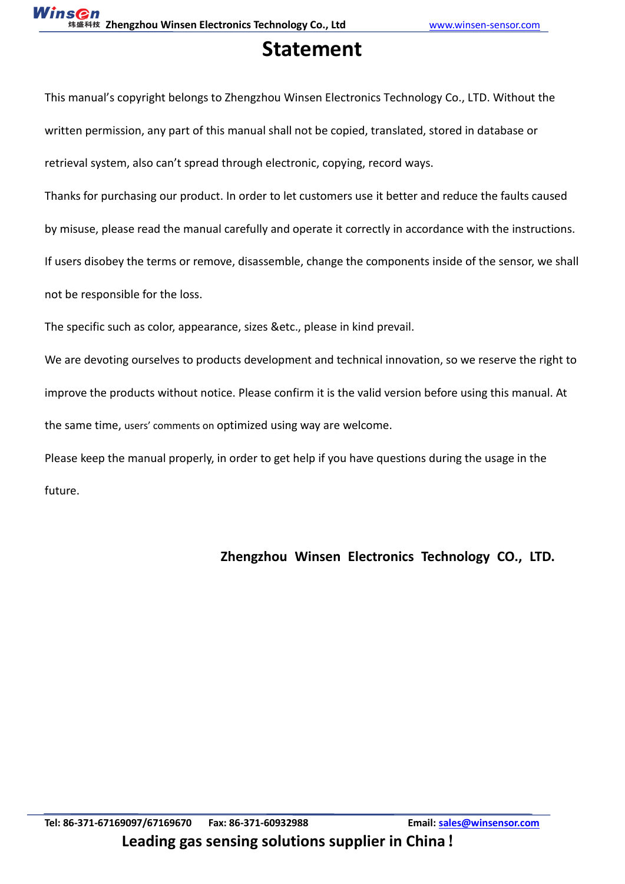# Statement

This manual's copyright belongs to Zhengzhou Winsen Electronics Technology Co., LTD. Without the written permission, any part of this manual shall not be copied, translated, stored in database or retrieval system, also can't spread through electronic, copying, record ways.

Thanks for purchasing our product. In order to let customers use it better and reduce the faults caused by misuse, please read the manual carefully and operate it correctly in accordance with the instructions. If users disobey the terms or remove, disassemble, change the components inside of the sensor, we shall not be responsible for the loss.

The specific such as color, appearance, sizes &etc., please in kind prevail.

We are devoting ourselves to products development and technical innovation, so we reserve the right to improve the products without notice. Please confirm it is the valid version before using this manual. At the same time, users' comments on optimized using way are welcome.

Please keep the manual properly, in order to get help if you have questions during the usage in the future.

**Zhengzhou Winsen Electronics Technology CO., LTD.**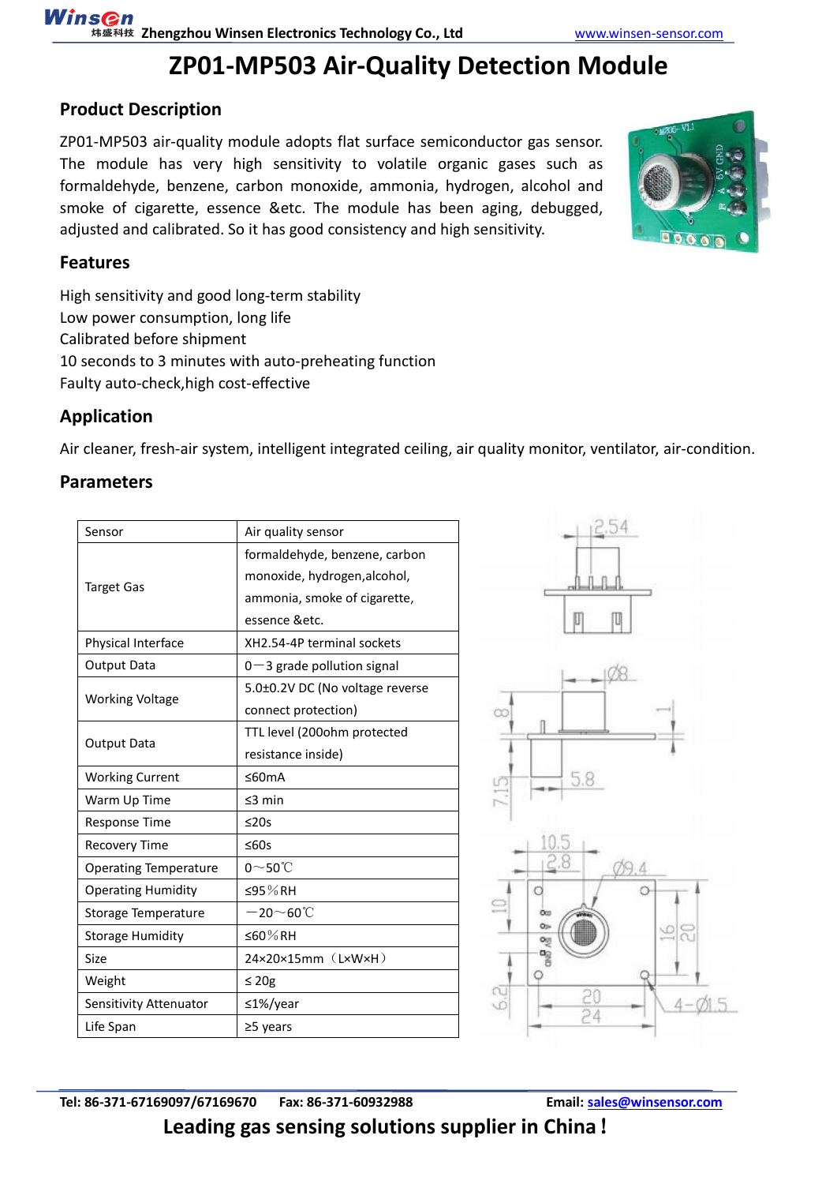# ZP01-MP503 Air-Quality Detection Module

## Product Description

ZP01-MP503 air-quality module adopts flat surface semiconductor gas sensor. The module has very high sensitivity to volatile organic gases such as formaldehyde, benzene, carbon monoxide, ammonia, hydrogen, alcohol and smoke of cigarette, essence &etc. The module has been aging, debugged, adjusted and calibrated. So it has good consistency and high sensitivity.

## Features

High sensitivity and good long-term stability
Low power consumption, long life
Calibrated before shipment
10 seconds to 3 minutes with auto-preheating function
Faulty auto-check,high cost-effective

## Application

Air cleaner, fresh-air system, intelligent integrated ceiling, air quality monitor, ventilator, air-condition.

## Parameters

| Sensor | Air quality sensor |
|---|---|
| Target Gas | formaldehyde, benzene, carbon monoxide, hydrogen,alcohol, ammonia, smoke of cigarette, essence &etc. |
| Physical Interface | XH2.54-4P terminal sockets |
| Output Data | 0—3 grade pollution signal |
| Working Voltage | 5.0±0.2V DC (No voltage reverse connect protection) |
| Output Data | TTL level (200ohm protected resistance inside) |
| Working Current | ≤60mA |
| Warm Up Time | ≤3 min |
| Response Time | ≤20s |
| Recovery Time | ≤60s |
| Operating Temperature | 0～50℃ |
| Operating Humidity | ≤95％RH |
| Storage Temperature | －20～60℃ |
| Storage Humidity | ≤60％RH |
| Size | 24×20×15mm（L×W×H） |
| Weight | ≤ 20g |
| Sensitivity Attenuator | ≤1%/year |
| Life Span | ≥5 years |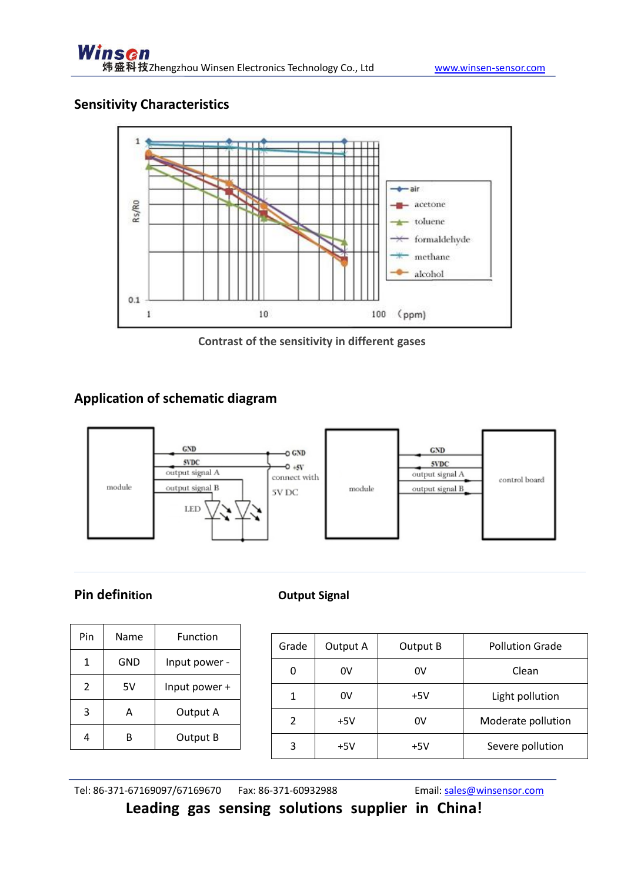## Sensitivity Characteristics

Contrast of the sensitivity in different gases

## Application of schematic diagram

## Pin definition

| Pin | Name | Function |
|---|---|---|
| 1 | GND | Input power - |
| 2 | 5V | Input power + |
| 3 | A | Output A |
| 4 | B | Output B |

## Output Signal

| Grade | Output A | Output B | Pollution Grade |
|---|---|---|---|
| 0 | 0V | 0V | Clean |
| 1 | 0V | +5V | Light pollution |
| 2 | +5V | 0V | Moderate pollution |
| 3 | +5V | +5V | Severe pollution |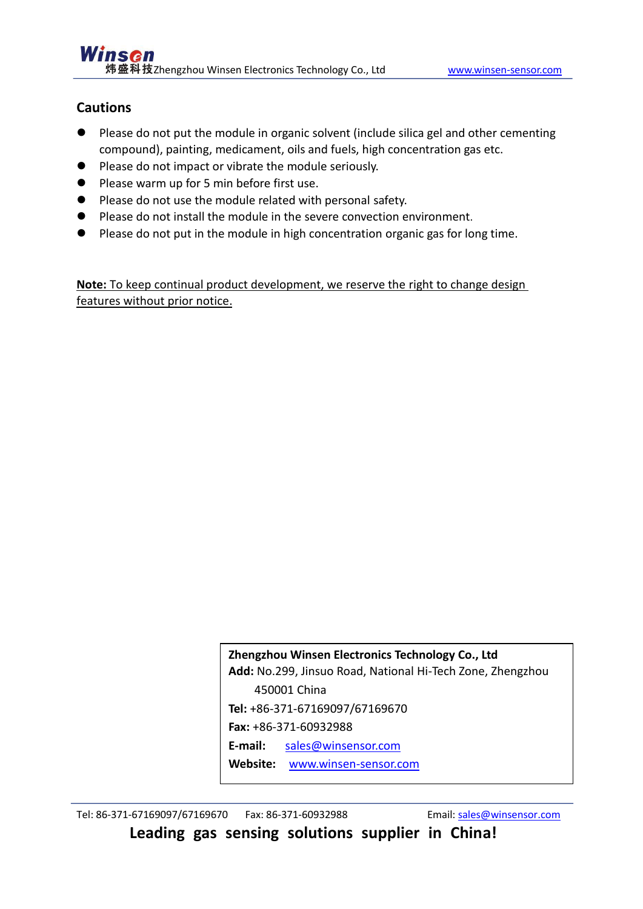## Cautions

- Please do not put the module in organic solvent (include silica gel and other cementing compound), painting, medicament, oils and fuels, high concentration gas etc.
- Please do not impact or vibrate the module seriously.
- Please warm up for 5 min before first use.
- Please do not use the module related with personal safety.
- Please do not install the module in the severe convection environment.
- Please do not put in the module in high concentration organic gas for long time.

**Note:** To keep continual product development, we reserve the right to change design features without prior notice.

**Zhengzhou Winsen Electronics Technology Co., Ltd**
**Add:** No.299, Jinsuo Road, National Hi-Tech Zone, Zhengzhou 450001 China
**Tel:** +86-371-67169097/67169670
**Fax:** +86-371-60932988
**E-mail:** sales@winsensor.com
**Website:** www.winsen-sensor.com